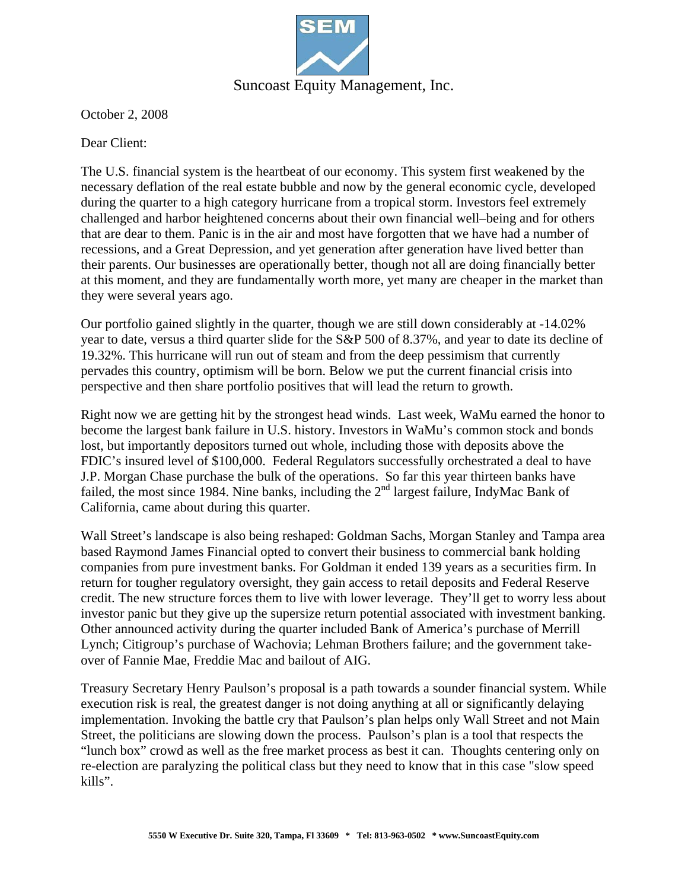Suncoast Equity Management, Inc.

October 2, 2008

Dear Client:

The U.S. financial system is the heartbeat of our economy. This system first weakened by the necessary deflation of the real estate bubble and now by the general economic cycle, developed during the quarter to a high category hurricane from a tropical storm. Investors feel extremely challenged and harbor heightened concerns about their own financial well–being and for others that are dear to them. Panic is in the air and most have forgotten that we have had a number of recessions, and a Great Depression, and yet generation after generation have lived better than their parents. Our businesses are operationally better, though not all are doing financially better at this moment, and they are fundamentally worth more, yet many are cheaper in the market than they were several years ago.

Our portfolio gained slightly in the quarter, though we are still down considerably at -14.02% year to date, versus a third quarter slide for the S&P 500 of 8.37%, and year to date its decline of 19.32%. This hurricane will run out of steam and from the deep pessimism that currently pervades this country, optimism will be born. Below we put the current financial crisis into perspective and then share portfolio positives that will lead the return to growth.

Right now we are getting hit by the strongest head winds. Last week, WaMu earned the honor to become the largest bank failure in U.S. history. Investors in WaMu's common stock and bonds lost, but importantly depositors turned out whole, including those with deposits above the FDIC's insured level of $100,000. Federal Regulators successfully orchestrated a deal to have J.P. Morgan Chase purchase the bulk of the operations. So far this year thirteen banks have failed, the most since 1984. Nine banks, including the 2nd largest failure, IndyMac Bank of California, came about during this quarter.

Wall Street's landscape is also being reshaped: Goldman Sachs, Morgan Stanley and Tampa area based Raymond James Financial opted to convert their business to commercial bank holding companies from pure investment banks. For Goldman it ended 139 years as a securities firm. In return for tougher regulatory oversight, they gain access to retail deposits and Federal Reserve credit. The new structure forces them to live with lower leverage. They'll get to worry less about investor panic but they give up the supersize return potential associated with investment banking. Other announced activity during the quarter included Bank of America's purchase of Merrill Lynch; Citigroup's purchase of Wachovia; Lehman Brothers failure; and the government take-over of Fannie Mae, Freddie Mac and bailout of AIG.

Treasury Secretary Henry Paulson's proposal is a path towards a sounder financial system. While execution risk is real, the greatest danger is not doing anything at all or significantly delaying implementation. Invoking the battle cry that Paulson's plan helps only Wall Street and not Main Street, the politicians are slowing down the process. Paulson's plan is a tool that respects the "lunch box" crowd as well as the free market process as best it can. Thoughts centering only on re-election are paralyzing the political class but they need to know that in this case "slow speed kills".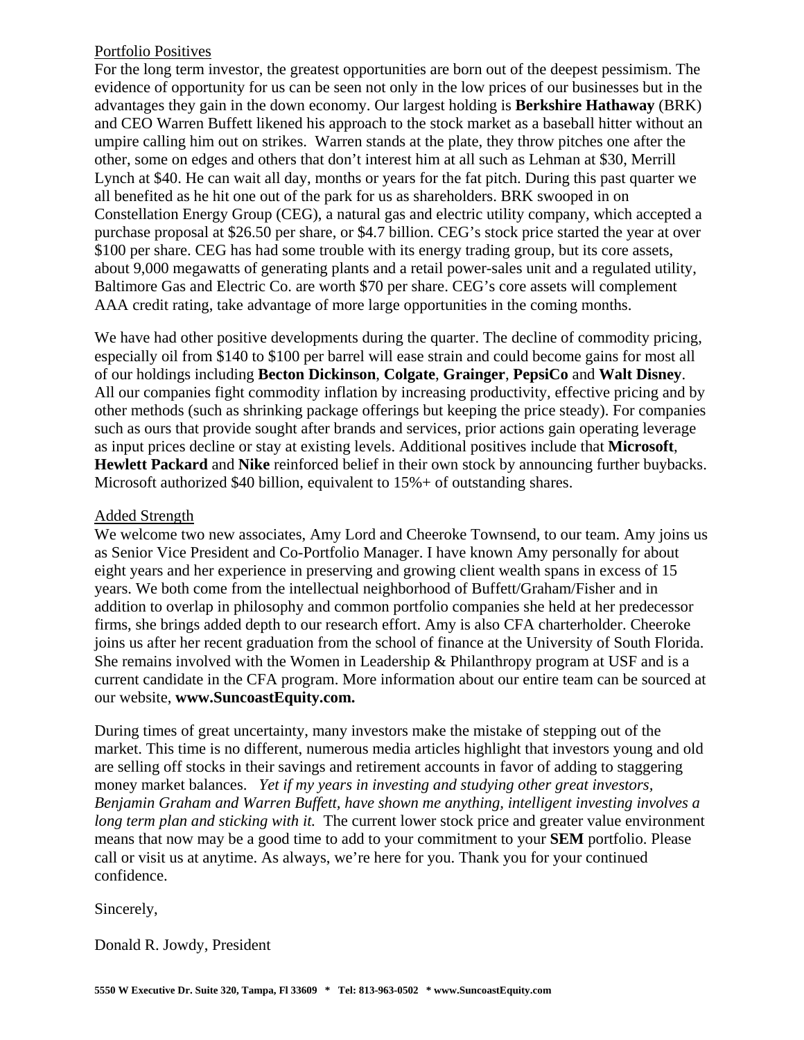Portfolio Positives

For the long term investor, the greatest opportunities are born out of the deepest pessimism. The evidence of opportunity for us can be seen not only in the low prices of our businesses but in the advantages they gain in the down economy. Our largest holding is **Berkshire Hathaway** (BRK) and CEO Warren Buffett likened his approach to the stock market as a baseball hitter without an umpire calling him out on strikes. Warren stands at the plate, they throw pitches one after the other, some on edges and others that don't interest him at all such as Lehman at $30, Merrill Lynch at $40. He can wait all day, months or years for the fat pitch. During this past quarter we all benefited as he hit one out of the park for us as shareholders. BRK swooped in on Constellation Energy Group (CEG), a natural gas and electric utility company, which accepted a purchase proposal at $26.50 per share, or $4.7 billion. CEG's stock price started the year at over $100 per share. CEG has had some trouble with its energy trading group, but its core assets, about 9,000 megawatts of generating plants and a retail power-sales unit and a regulated utility, Baltimore Gas and Electric Co. are worth $70 per share. CEG's core assets will complement AAA credit rating, take advantage of more large opportunities in the coming months.

We have had other positive developments during the quarter. The decline of commodity pricing, especially oil from $140 to $100 per barrel will ease strain and could become gains for most all of our holdings including **Becton Dickinson**, **Colgate**, **Grainger**, **PepsiCo** and **Walt Disney**. All our companies fight commodity inflation by increasing productivity, effective pricing and by other methods (such as shrinking package offerings but keeping the price steady). For companies such as ours that provide sought after brands and services, prior actions gain operating leverage as input prices decline or stay at existing levels. Additional positives include that **Microsoft**, **Hewlett Packard** and **Nike** reinforced belief in their own stock by announcing further buybacks. Microsoft authorized $40 billion, equivalent to 15%+ of outstanding shares.

Added Strength

We welcome two new associates, Amy Lord and Cheeroke Townsend, to our team. Amy joins us as Senior Vice President and Co-Portfolio Manager. I have known Amy personally for about eight years and her experience in preserving and growing client wealth spans in excess of 15 years. We both come from the intellectual neighborhood of Buffett/Graham/Fisher and in addition to overlap in philosophy and common portfolio companies she held at her predecessor firms, she brings added depth to our research effort. Amy is also CFA charterholder. Cheeroke joins us after her recent graduation from the school of finance at the University of South Florida. She remains involved with the Women in Leadership & Philanthropy program at USF and is a current candidate in the CFA program. More information about our entire team can be sourced at our website, **www.SuncoastEquity.com.**

During times of great uncertainty, many investors make the mistake of stepping out of the market. This time is no different, numerous media articles highlight that investors young and old are selling off stocks in their savings and retirement accounts in favor of adding to staggering money market balances. *Yet if my years in investing and studying other great investors, Benjamin Graham and Warren Buffett, have shown me anything, intelligent investing involves a long term plan and sticking with it.* The current lower stock price and greater value environment means that now may be a good time to add to your commitment to your **SEM** portfolio. Please call or visit us at anytime. As always, we're here for you. Thank you for your continued confidence.

Sincerely,

Donald R. Jowdy, President

**5550 W Executive Dr. Suite 320, Tampa, Fl 33609 \* Tel: 813-963-0502 \* www.SuncoastEquity.com**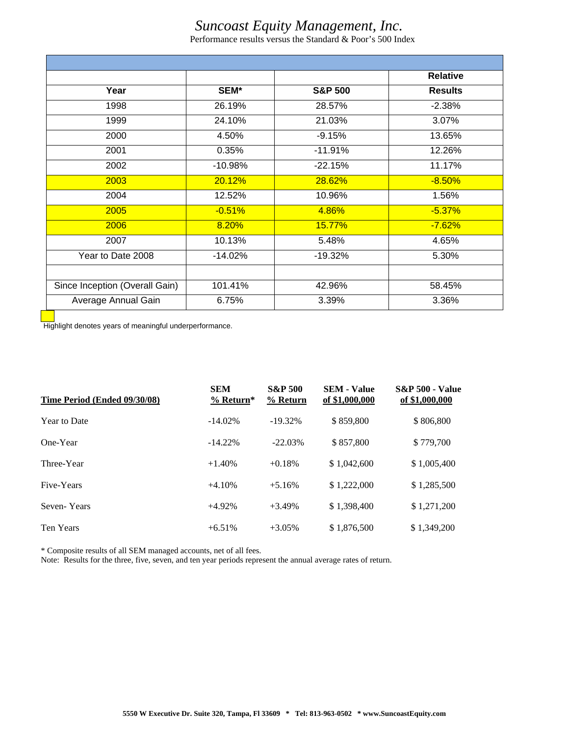# *Suncoast Equity Management, Inc.*

Performance results versus the Standard & Poor's 500 Index

| Year | SEM* | S&P 500 | Relative Results |
|---|---|---|---|
| 1998 | 26.19% | 28.57% | -2.38% |
| 1999 | 24.10% | 21.03% | 3.07% |
| 2000 | 4.50% | -9.15% | 13.65% |
| 2001 | 0.35% | -11.91% | 12.26% |
| 2002 | -10.98% | -22.15% | 11.17% |
| 2003 | 20.12% | 28.62% | -8.50% |
| 2004 | 12.52% | 10.96% | 1.56% |
| 2005 | -0.51% | 4.86% | -5.37% |
| 2006 | 8.20% | 15.77% | -7.62% |
| 2007 | 10.13% | 5.48% | 4.65% |
| Year to Date 2008 | -14.02% | -19.32% | 5.30% |
| | | | |
| Since Inception (Overall Gain) | 101.41% | 42.96% | 58.45% |
| Average Annual Gain | 6.75% | 3.39% | 3.36% |

Highlight denotes years of meaningful underperformance.

| Time Period (Ended 09/30/08) | SEM % Return* | S&P 500 % Return | SEM - Value of $1,000,000 | S&P 500 - Value of $1,000,000 |
|---|---|---|---|---|
| Year to Date | -14.02% | -19.32% | $ 859,800 | $ 806,800 |
| One-Year | -14.22% | -22.03% | $ 857,800 | $ 779,700 |
| Three-Year | +1.40% | +0.18% | $ 1,042,600 | $ 1,005,400 |
| Five-Years | +4.10% | +5.16% | $ 1,222,000 | $ 1,285,500 |
| Seven- Years | +4.92% | +3.49% | $ 1,398,400 | $ 1,271,200 |
| Ten Years | +6.51% | +3.05% | $ 1,876,500 | $ 1,349,200 |

* Composite results of all SEM managed accounts, net of all fees.

Note: Results for the three, five, seven, and ten year periods represent the annual average rates of return.

**5550 W Executive Dr. Suite 320, Tampa, Fl 33609 * Tel: 813-963-0502 * www.SuncoastEquity.com**